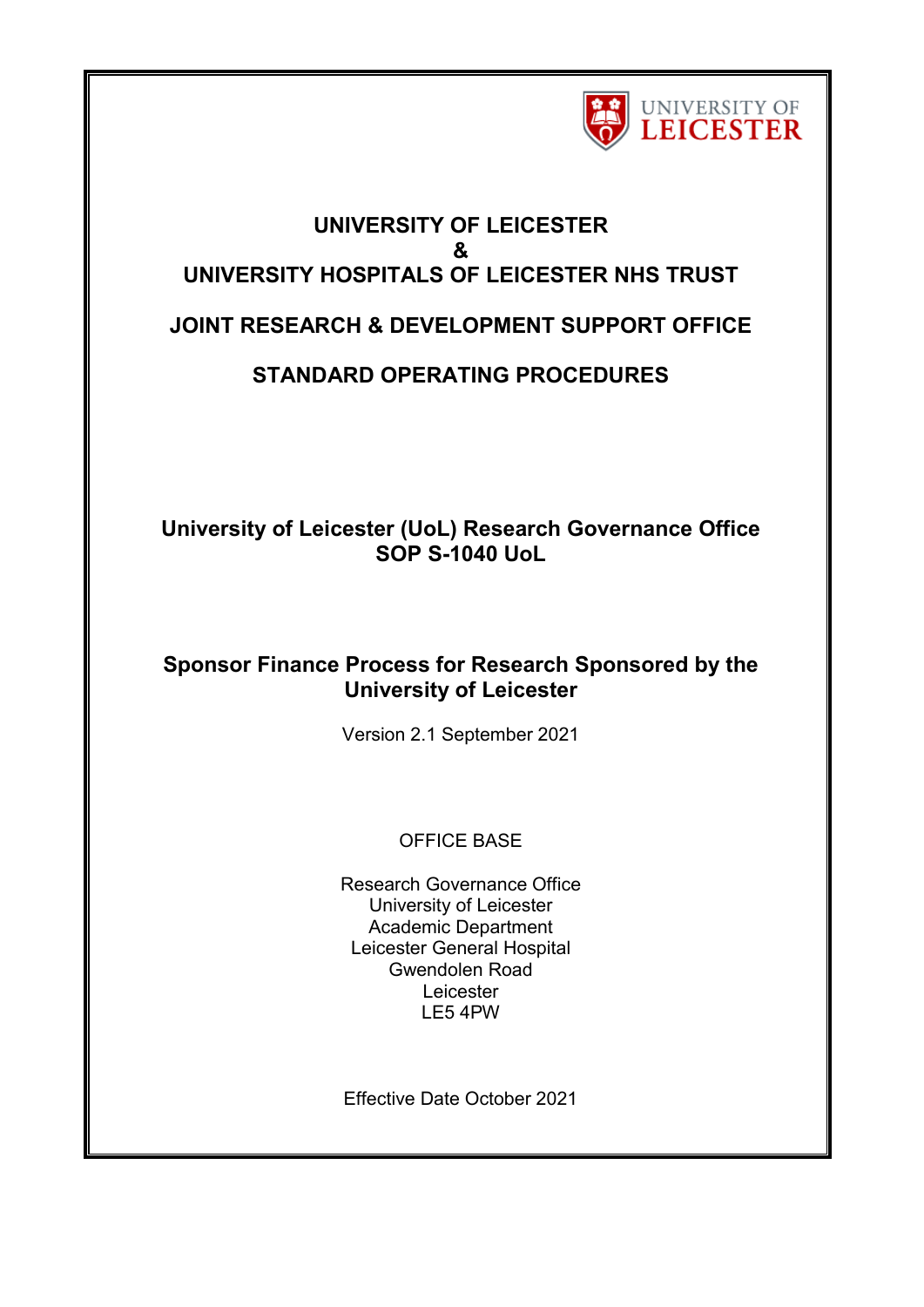**UNIVERSITY OF LEICESTER**
**&**
**UNIVERSITY HOSPITALS OF LEICESTER NHS TRUST**

**JOINT RESEARCH & DEVELOPMENT SUPPORT OFFICE**

**STANDARD OPERATING PROCEDURES**

**University of Leicester (UoL) Research Governance Office**
**SOP S-1040 UoL**

# Sponsor Finance Process for Research Sponsored by the University of Leicester

Version 2.1 September 2021

OFFICE BASE

Research Governance Office
University of Leicester
Academic Department
Leicester General Hospital
Gwendolen Road
Leicester
LE5 4PW

Effective Date October 2021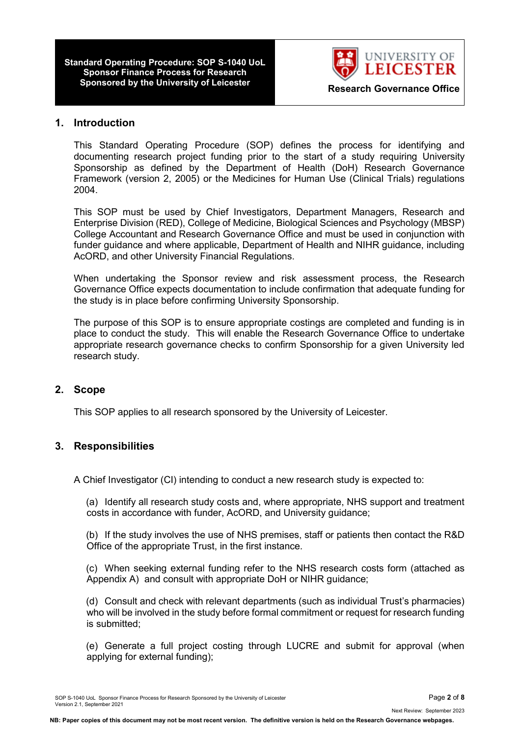## 1. Introduction

This Standard Operating Procedure (SOP) defines the process for identifying and documenting research project funding prior to the start of a study requiring University Sponsorship as defined by the Department of Health (DoH) Research Governance Framework (version 2, 2005) or the Medicines for Human Use (Clinical Trials) regulations 2004.

This SOP must be used by Chief Investigators, Department Managers, Research and Enterprise Division (RED), College of Medicine, Biological Sciences and Psychology (MBSP) College Accountant and Research Governance Office and must be used in conjunction with funder guidance and where applicable, Department of Health and NIHR guidance, including AcORD, and other University Financial Regulations.

When undertaking the Sponsor review and risk assessment process, the Research Governance Office expects documentation to include confirmation that adequate funding for the study is in place before confirming University Sponsorship.

The purpose of this SOP is to ensure appropriate costings are completed and funding is in place to conduct the study. This will enable the Research Governance Office to undertake appropriate research governance checks to confirm Sponsorship for a given University led research study.

## 2. Scope

This SOP applies to all research sponsored by the University of Leicester.

## 3. Responsibilities

A Chief Investigator (CI) intending to conduct a new research study is expected to:

(a) Identify all research study costs and, where appropriate, NHS support and treatment costs in accordance with funder, AcORD, and University guidance;

(b) If the study involves the use of NHS premises, staff or patients then contact the R&D Office of the appropriate Trust, in the first instance.

(c) When seeking external funding refer to the NHS research costs form (attached as Appendix A) and consult with appropriate DoH or NIHR guidance;

(d) Consult and check with relevant departments (such as individual Trust's pharmacies) who will be involved in the study before formal commitment or request for research funding is submitted;

(e) Generate a full project costing through LUCRE and submit for approval (when applying for external funding);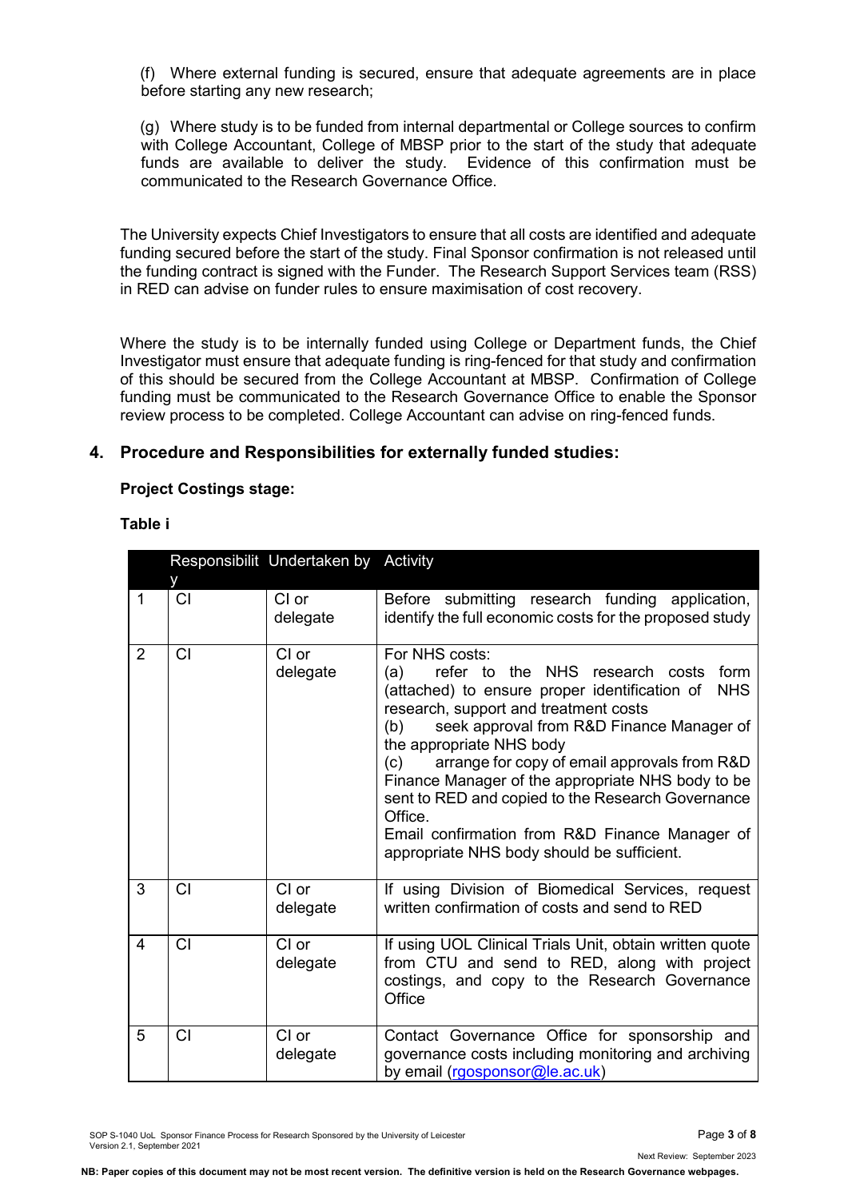(f) Where external funding is secured, ensure that adequate agreements are in place before starting any new research;

(g) Where study is to be funded from internal departmental or College sources to confirm with College Accountant, College of MBSP prior to the start of the study that adequate funds are available to deliver the study. Evidence of this confirmation must be communicated to the Research Governance Office.

The University expects Chief Investigators to ensure that all costs are identified and adequate funding secured before the start of the study. Final Sponsor confirmation is not released until the funding contract is signed with the Funder. The Research Support Services team (RSS) in RED can advise on funder rules to ensure maximisation of cost recovery.

Where the study is to be internally funded using College or Department funds, the Chief Investigator must ensure that adequate funding is ring-fenced for that study and confirmation of this should be secured from the College Accountant at MBSP. Confirmation of College funding must be communicated to the Research Governance Office to enable the Sponsor review process to be completed. College Accountant can advise on ring-fenced funds.

## 4. Procedure and Responsibilities for externally funded studies:

**Project Costings stage:**

**Table i**

| | Responsibility | Undertaken by | Activity |
|---|---|---|---|
| 1 | CI | CI or delegate | Before submitting research funding application, identify the full economic costs for the proposed study |
| 2 | CI | CI or delegate | For NHS costs:<br>(a) refer to the NHS research costs form (attached) to ensure proper identification of NHS research, support and treatment costs<br>(b) seek approval from R&D Finance Manager of the appropriate NHS body<br>(c) arrange for copy of email approvals from R&D Finance Manager of the appropriate NHS body to be sent to RED and copied to the Research Governance Office.<br>Email confirmation from R&D Finance Manager of appropriate NHS body should be sufficient. |
| 3 | CI | CI or delegate | If using Division of Biomedical Services, request written confirmation of costs and send to RED |
| 4 | CI | CI or delegate | If using UOL Clinical Trials Unit, obtain written quote from CTU and send to RED, along with project costings, and copy to the Research Governance Office |
| 5 | CI | CI or delegate | Contact Governance Office for sponsorship and governance costs including monitoring and archiving by email (rgosponsor@le.ac.uk) |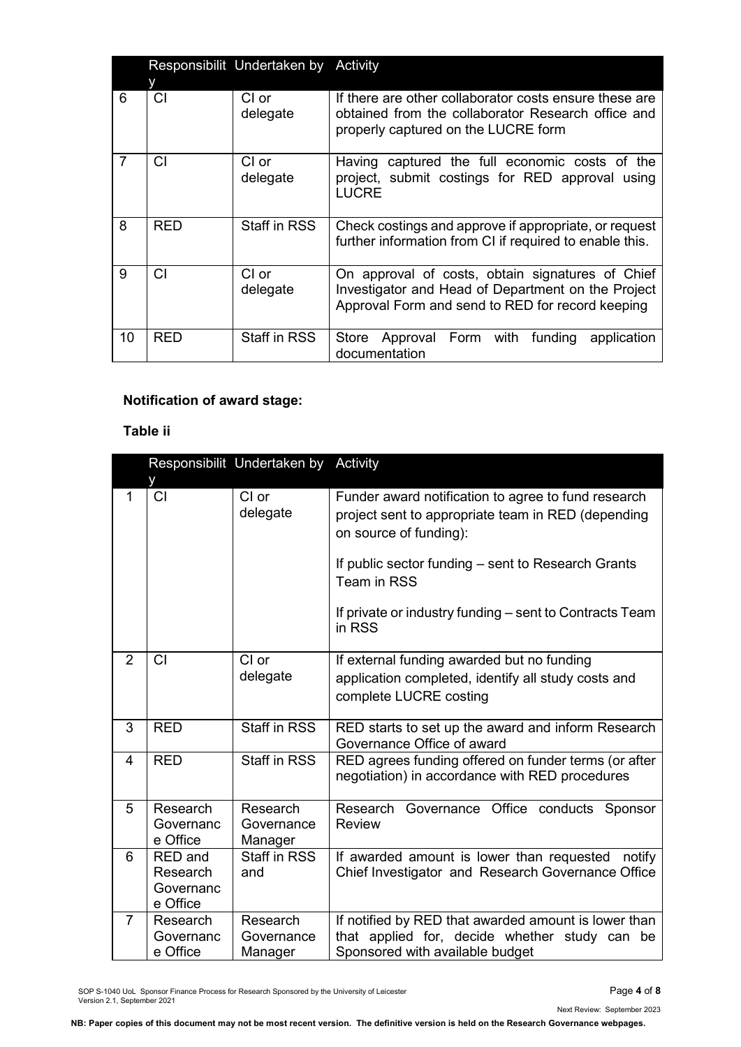| | Responsibility | Undertaken by | Activity |
|---|---|---|---|
| 6 | CI | CI or delegate | If there are other collaborator costs ensure these are obtained from the collaborator Research office and properly captured on the LUCRE form |
| 7 | CI | CI or delegate | Having captured the full economic costs of the project, submit costings for RED approval using LUCRE |
| 8 | RED | Staff in RSS | Check costings and approve if appropriate, or request further information from CI if required to enable this. |
| 9 | CI | CI or delegate | On approval of costs, obtain signatures of Chief Investigator and Head of Department on the Project Approval Form and send to RED for record keeping |
| 10 | RED | Staff in RSS | Store Approval Form with funding application documentation |

**Notification of award stage:**

**Table ii**

| | Responsibility | Undertaken by | Activity |
|---|---|---|---|
| 1 | CI | CI or delegate | Funder award notification to agree to fund research project sent to appropriate team in RED (depending on source of funding):<br><br>If public sector funding – sent to Research Grants Team in RSS<br><br>If private or industry funding – sent to Contracts Team in RSS |
| 2 | CI | CI or delegate | If external funding awarded but no funding application completed, identify all study costs and complete LUCRE costing |
| 3 | RED | Staff in RSS | RED starts to set up the award and inform Research Governance Office of award |
| 4 | RED | Staff in RSS | RED agrees funding offered on funder terms (or after negotiation) in accordance with RED procedures |
| 5 | Research Governance Office | Research Governance Manager | Research Governance Office conducts Sponsor Review |
| 6 | RED and Research Governance Office | Staff in RSS and | If awarded amount is lower than requested notify Chief Investigator and Research Governance Office |
| 7 | Research Governance Office | Research Governance Manager | If notified by RED that awarded amount is lower than that applied for, decide whether study can be Sponsored with available budget |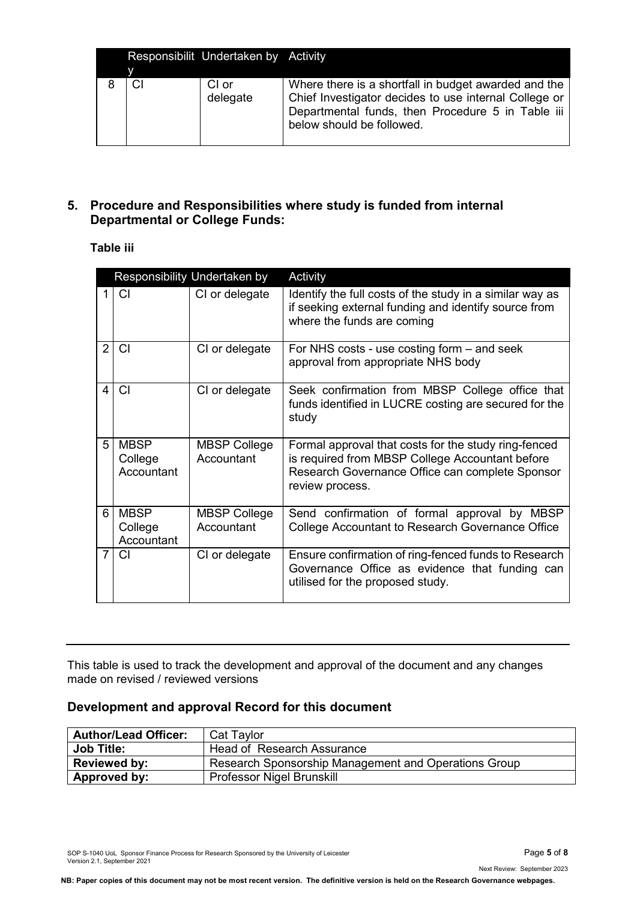| | Responsibility | Undertaken by | Activity |
|---|---|---|---|
| 8 | CI | CI or delegate | Where there is a shortfall in budget awarded and the Chief Investigator decides to use internal College or Departmental funds, then Procedure 5 in Table iii below should be followed. |

## 5. Procedure and Responsibilities where study is funded from internal Departmental or College Funds:

**Table iii**

| | Responsibility | Undertaken by | Activity |
|---|---|---|---|
| 1 | CI | CI or delegate | Identify the full costs of the study in a similar way as if seeking external funding and identify source from where the funds are coming |
| 2 | CI | CI or delegate | For NHS costs - use costing form – and seek approval from appropriate NHS body |
| 4 | CI | CI or delegate | Seek confirmation from MBSP College office that funds identified in LUCRE costing are secured for the study |
| 5 | MBSP College Accountant | MBSP College Accountant | Formal approval that costs for the study ring-fenced is required from MBSP College Accountant before Research Governance Office can complete Sponsor review process. |
| 6 | MBSP College Accountant | MBSP College Accountant | Send confirmation of formal approval by MBSP College Accountant to Research Governance Office |
| 7 | CI | CI or delegate | Ensure confirmation of ring-fenced funds to Research Governance Office as evidence that funding can utilised for the proposed study. |

---

This table is used to track the development and approval of the document and any changes made on revised / reviewed versions

### Development and approval Record for this document

| **Author/Lead Officer:** | Cat Taylor |
|---|---|
| **Job Title:** | Head of Research Assurance |
| **Reviewed by:** | Research Sponsorship Management and Operations Group |
| **Approved by:** | Professor Nigel Brunskill |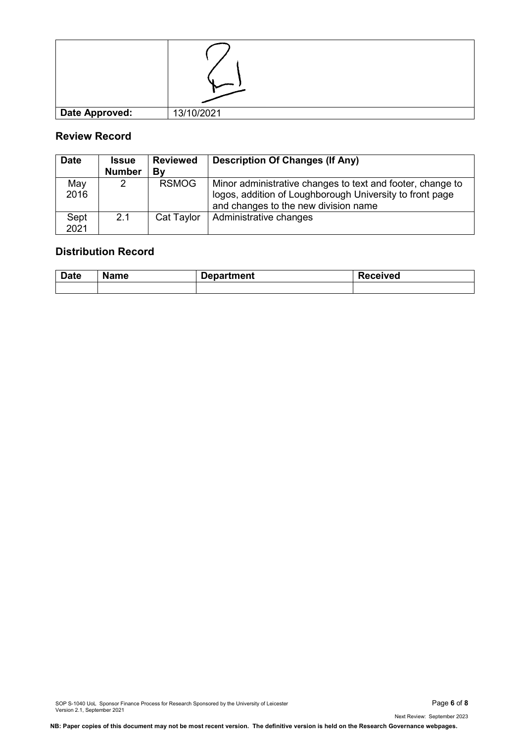| | |
|---|---|
| | |
| **Date Approved:** | 13/10/2021 |

## Review Record

| Date | Issue Number | Reviewed By | Description Of Changes (If Any) |
|---|---|---|---|
| May 2016 | 2 | RSMOG | Minor administrative changes to text and footer, change to logos, addition of Loughborough University to front page and changes to the new division name |
| Sept 2021 | 2.1 | Cat Taylor | Administrative changes |

## Distribution Record

| Date | Name | Department | Received |
|---|---|---|---|
| | | | |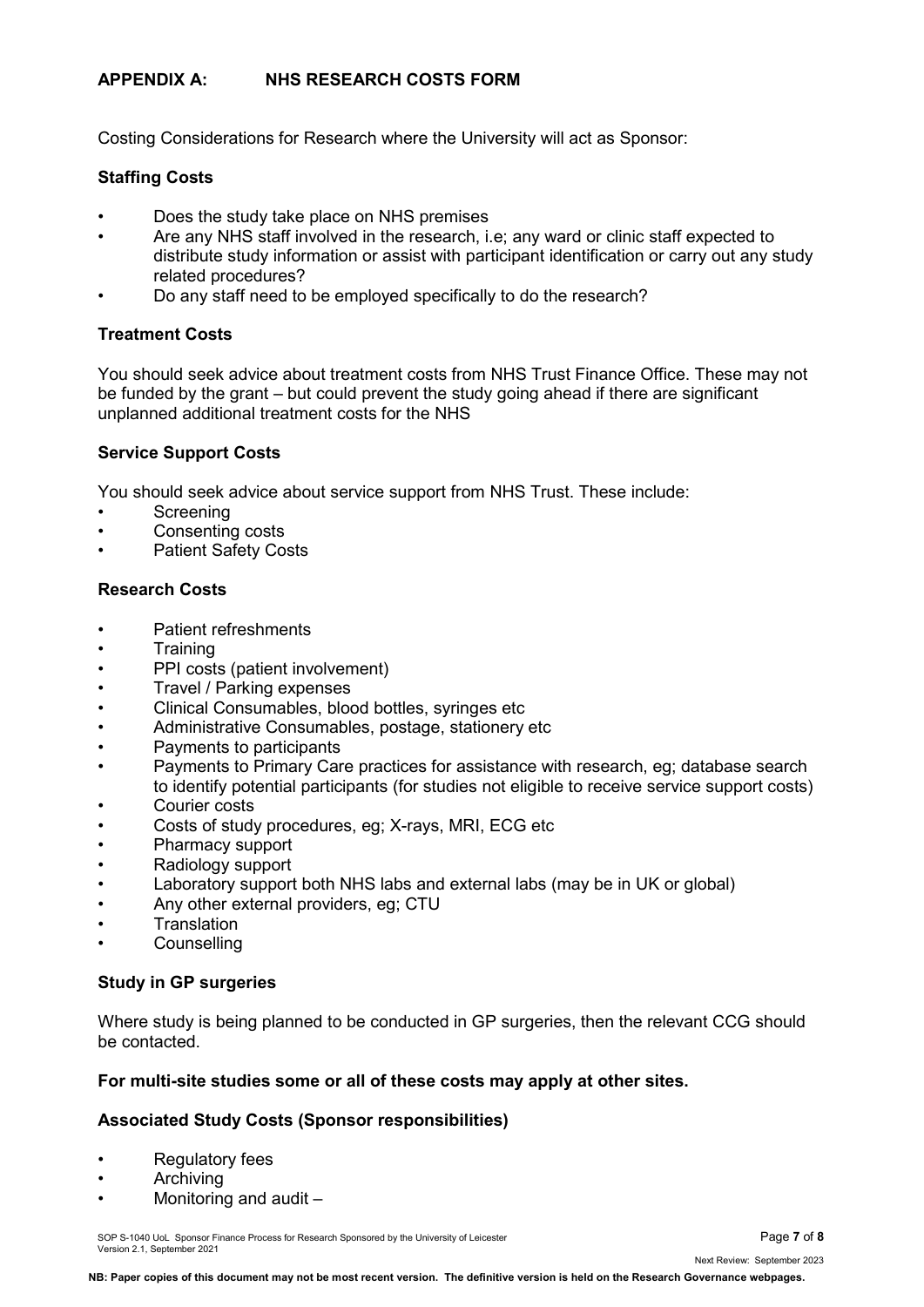## APPENDIX A: NHS RESEARCH COSTS FORM

Costing Considerations for Research where the University will act as Sponsor:

### Staffing Costs

- Does the study take place on NHS premises
- Are any NHS staff involved in the research, i.e; any ward or clinic staff expected to distribute study information or assist with participant identification or carry out any study related procedures?
- Do any staff need to be employed specifically to do the research?

### Treatment Costs

You should seek advice about treatment costs from NHS Trust Finance Office. These may not be funded by the grant – but could prevent the study going ahead if there are significant unplanned additional treatment costs for the NHS

### Service Support Costs

You should seek advice about service support from NHS Trust. These include:

- Screening
- Consenting costs
- Patient Safety Costs

### Research Costs

- Patient refreshments
- Training
- PPI costs (patient involvement)
- Travel / Parking expenses
- Clinical Consumables, blood bottles, syringes etc
- Administrative Consumables, postage, stationery etc
- Payments to participants
- Payments to Primary Care practices for assistance with research, eg; database search to identify potential participants (for studies not eligible to receive service support costs)
- Courier costs
- Costs of study procedures, eg; X-rays, MRI, ECG etc
- Pharmacy support
- Radiology support
- Laboratory support both NHS labs and external labs (may be in UK or global)
- Any other external providers, eg; CTU
- Translation
- Counselling

### Study in GP surgeries

Where study is being planned to be conducted in GP surgeries, then the relevant CCG should be contacted.

**For multi-site studies some or all of these costs may apply at other sites.**

### Associated Study Costs (Sponsor responsibilities)

- Regulatory fees
- Archiving
- Monitoring and audit –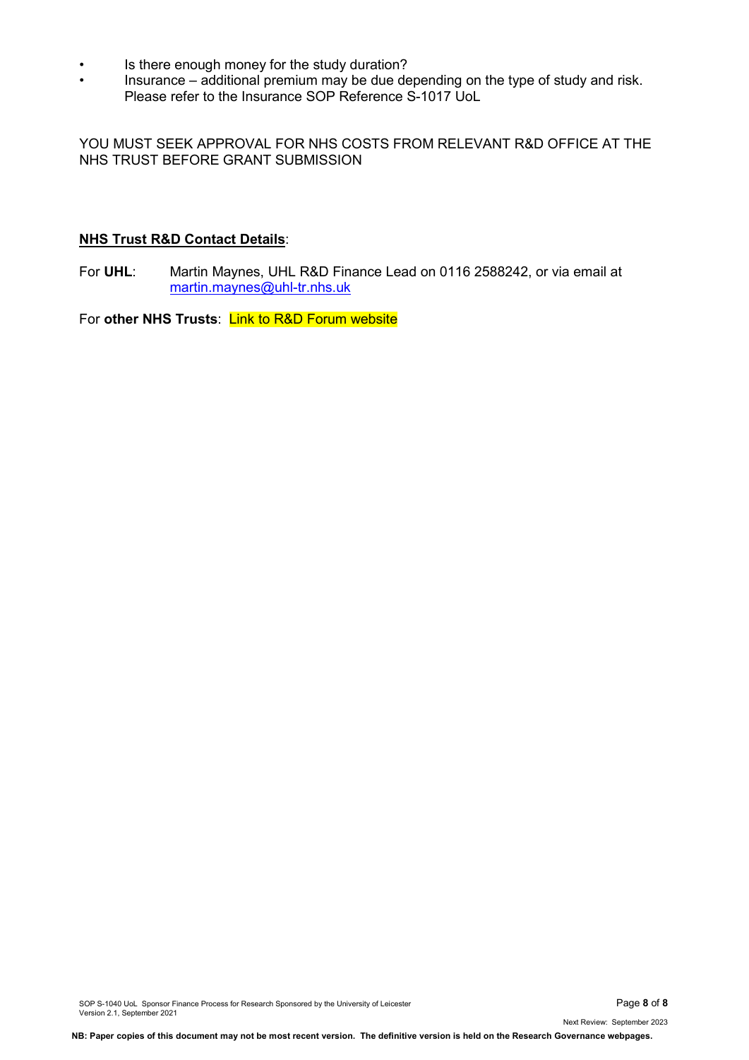- Is there enough money for the study duration?
- Insurance – additional premium may be due depending on the type of study and risk. Please refer to the Insurance SOP Reference S-1017 UoL

YOU MUST SEEK APPROVAL FOR NHS COSTS FROM RELEVANT R&D OFFICE AT THE NHS TRUST BEFORE GRANT SUBMISSION

**NHS Trust R&D Contact Details**:

For **UHL**: Martin Maynes, UHL R&D Finance Lead on 0116 2588242, or via email at martin.maynes@uhl-tr.nhs.uk

For **other NHS Trusts**: Link to R&D Forum website

NB: Paper copies of this document may not be most recent version. The definitive version is held on the Research Governance webpages.